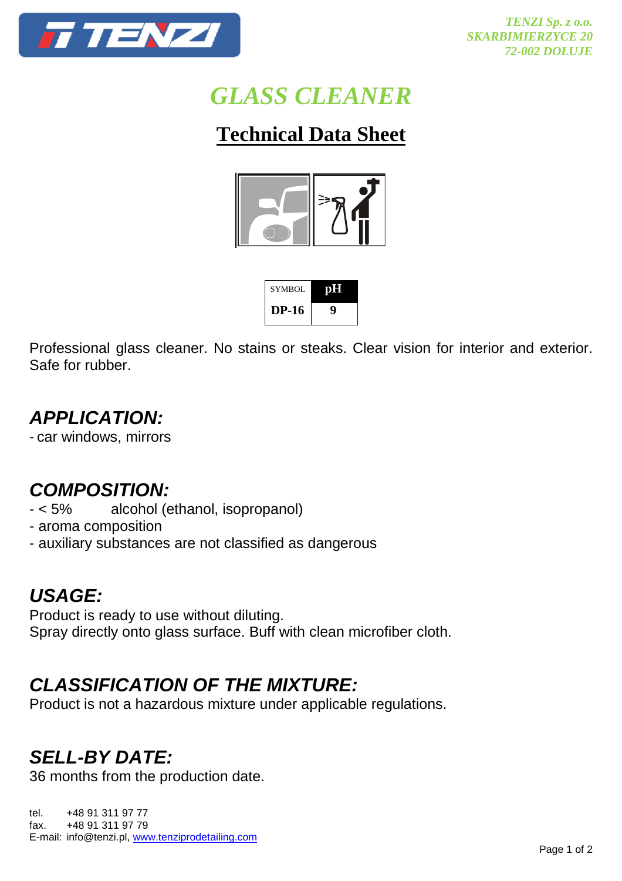TENZI Sp. z o.o.
SKARBIMIERZYCE 20
72-002 DOŁUJE

# GLASS CLEANER

## Technical Data Sheet

| SYMBOL | pH |
|---|---|
| DP-16 | 9 |

Professional glass cleaner. No stains or steaks. Clear vision for interior and exterior. Safe for rubber.

## APPLICATION:

- car windows, mirrors

## COMPOSITION:

- < 5% alcohol (ethanol, isopropanol)
- aroma composition
- auxiliary substances are not classified as dangerous

## USAGE:

Product is ready to use without diluting.
Spray directly onto glass surface. Buff with clean microfiber cloth.

## CLASSIFICATION OF THE MIXTURE:

Product is not a hazardous mixture under applicable regulations.

## SELL-BY DATE:

36 months from the production date.

tel. +48 91 311 97 77
fax. +48 91 311 97 79
E-mail: info@tenzi.pl, www.tenziprodetailing.com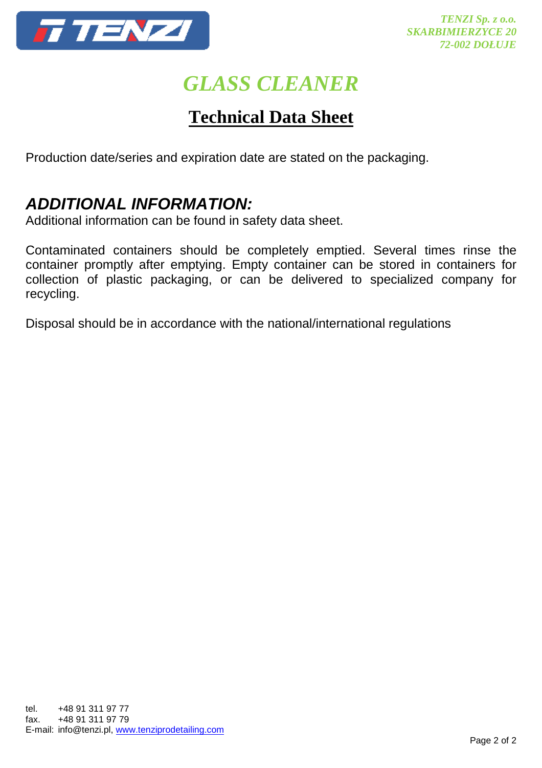# GLASS CLEANER

## Technical Data Sheet

Production date/series and expiration date are stated on the packaging.

### *ADDITIONAL INFORMATION:*

Additional information can be found in safety data sheet.

Contaminated containers should be completely emptied. Several times rinse the container promptly after emptying. Empty container can be stored in containers for collection of plastic packaging, or can be delivered to specialized company for recycling.

Disposal should be in accordance with the national/international regulations